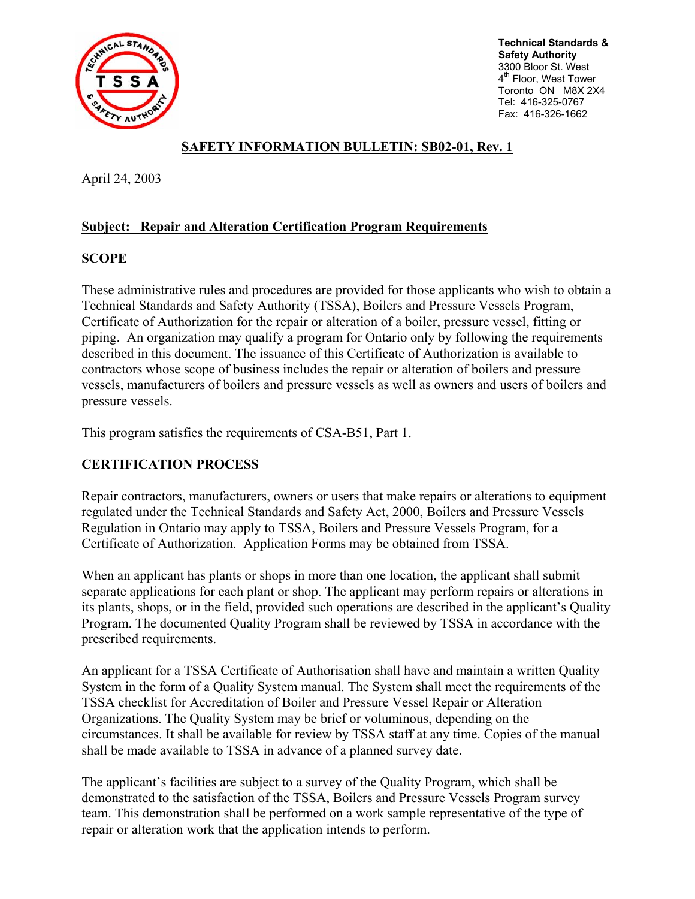**Technical Standards & Safety Authority**
3300 Bloor St. West
4th Floor, West Tower
Toronto ON M8X 2X4
Tel: 416-325-0767
Fax: 416-326-1662

# SAFETY INFORMATION BULLETIN: SB02-01, Rev. 1

April 24, 2003

## Subject: Repair and Alteration Certification Program Requirements

## SCOPE

These administrative rules and procedures are provided for those applicants who wish to obtain a Technical Standards and Safety Authority (TSSA), Boilers and Pressure Vessels Program, Certificate of Authorization for the repair or alteration of a boiler, pressure vessel, fitting or piping. An organization may qualify a program for Ontario only by following the requirements described in this document. The issuance of this Certificate of Authorization is available to contractors whose scope of business includes the repair or alteration of boilers and pressure vessels, manufacturers of boilers and pressure vessels as well as owners and users of boilers and pressure vessels.

This program satisfies the requirements of CSA-B51, Part 1.

## CERTIFICATION PROCESS

Repair contractors, manufacturers, owners or users that make repairs or alterations to equipment regulated under the Technical Standards and Safety Act, 2000, Boilers and Pressure Vessels Regulation in Ontario may apply to TSSA, Boilers and Pressure Vessels Program, for a Certificate of Authorization. Application Forms may be obtained from TSSA.

When an applicant has plants or shops in more than one location, the applicant shall submit separate applications for each plant or shop. The applicant may perform repairs or alterations in its plants, shops, or in the field, provided such operations are described in the applicant's Quality Program. The documented Quality Program shall be reviewed by TSSA in accordance with the prescribed requirements.

An applicant for a TSSA Certificate of Authorisation shall have and maintain a written Quality System in the form of a Quality System manual. The System shall meet the requirements of the TSSA checklist for Accreditation of Boiler and Pressure Vessel Repair or Alteration Organizations. The Quality System may be brief or voluminous, depending on the circumstances. It shall be available for review by TSSA staff at any time. Copies of the manual shall be made available to TSSA in advance of a planned survey date.

The applicant's facilities are subject to a survey of the Quality Program, which shall be demonstrated to the satisfaction of the TSSA, Boilers and Pressure Vessels Program survey team. This demonstration shall be performed on a work sample representative of the type of repair or alteration work that the application intends to perform.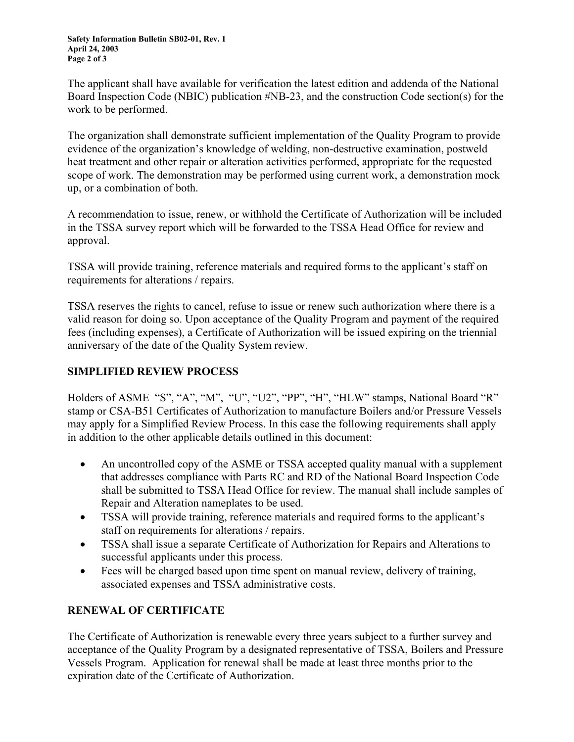The applicant shall have available for verification the latest edition and addenda of the National Board Inspection Code (NBIC) publication #NB-23, and the construction Code section(s) for the work to be performed.

The organization shall demonstrate sufficient implementation of the Quality Program to provide evidence of the organization's knowledge of welding, non-destructive examination, postweld heat treatment and other repair or alteration activities performed, appropriate for the requested scope of work. The demonstration may be performed using current work, a demonstration mock up, or a combination of both.

A recommendation to issue, renew, or withhold the Certificate of Authorization will be included in the TSSA survey report which will be forwarded to the TSSA Head Office for review and approval.

TSSA will provide training, reference materials and required forms to the applicant's staff on requirements for alterations / repairs.

TSSA reserves the rights to cancel, refuse to issue or renew such authorization where there is a valid reason for doing so. Upon acceptance of the Quality Program and payment of the required fees (including expenses), a Certificate of Authorization will be issued expiring on the triennial anniversary of the date of the Quality System review.

## SIMPLIFIED REVIEW PROCESS

Holders of ASME "S", "A", "M", "U", "U2", "PP", "H", "HLW" stamps, National Board "R" stamp or CSA-B51 Certificates of Authorization to manufacture Boilers and/or Pressure Vessels may apply for a Simplified Review Process. In this case the following requirements shall apply in addition to the other applicable details outlined in this document:

- An uncontrolled copy of the ASME or TSSA accepted quality manual with a supplement that addresses compliance with Parts RC and RD of the National Board Inspection Code shall be submitted to TSSA Head Office for review. The manual shall include samples of Repair and Alteration nameplates to be used.
- TSSA will provide training, reference materials and required forms to the applicant's staff on requirements for alterations / repairs.
- TSSA shall issue a separate Certificate of Authorization for Repairs and Alterations to successful applicants under this process.
- Fees will be charged based upon time spent on manual review, delivery of training, associated expenses and TSSA administrative costs.

## RENEWAL OF CERTIFICATE

The Certificate of Authorization is renewable every three years subject to a further survey and acceptance of the Quality Program by a designated representative of TSSA, Boilers and Pressure Vessels Program. Application for renewal shall be made at least three months prior to the expiration date of the Certificate of Authorization.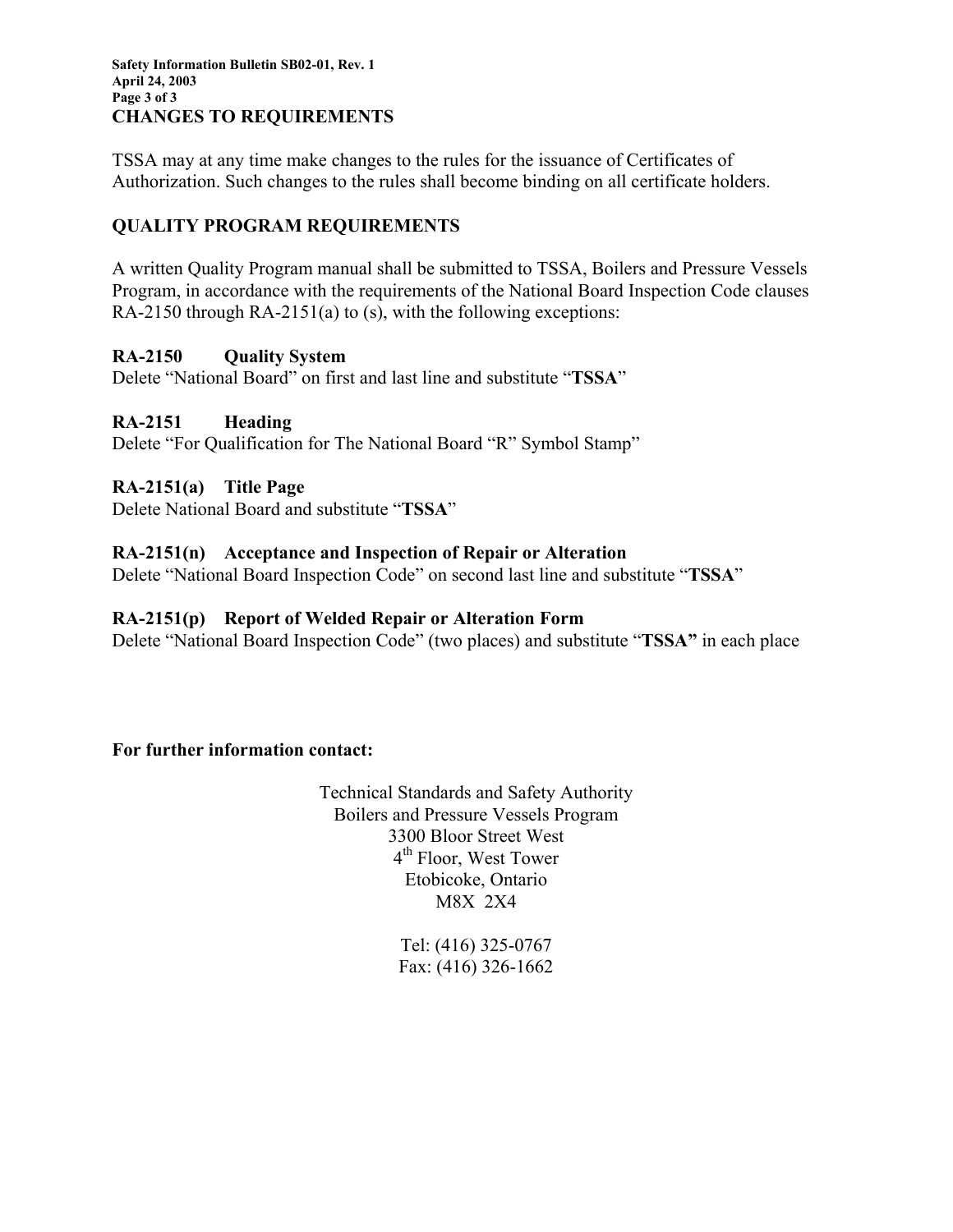## CHANGES TO REQUIREMENTS

TSSA may at any time make changes to the rules for the issuance of Certificates of Authorization. Such changes to the rules shall become binding on all certificate holders.

## QUALITY PROGRAM REQUIREMENTS

A written Quality Program manual shall be submitted to TSSA, Boilers and Pressure Vessels Program, in accordance with the requirements of the National Board Inspection Code clauses RA-2150 through RA-2151(a) to (s), with the following exceptions:

### RA-2150 Quality System

Delete "National Board" on first and last line and substitute "**TSSA**"

### RA-2151 Heading

Delete "For Qualification for The National Board "R" Symbol Stamp"

### RA-2151(a) Title Page

Delete National Board and substitute "**TSSA**"

### RA-2151(n) Acceptance and Inspection of Repair or Alteration

Delete "National Board Inspection Code" on second last line and substitute "**TSSA**"

### RA-2151(p) Report of Welded Repair or Alteration Form

Delete "National Board Inspection Code" (two places) and substitute "**TSSA"** in each place

**For further information contact:**

Technical Standards and Safety Authority
Boilers and Pressure Vessels Program
3300 Bloor Street West
4th Floor, West Tower
Etobicoke, Ontario
M8X 2X4

Tel: (416) 325-0767
Fax: (416) 326-1662